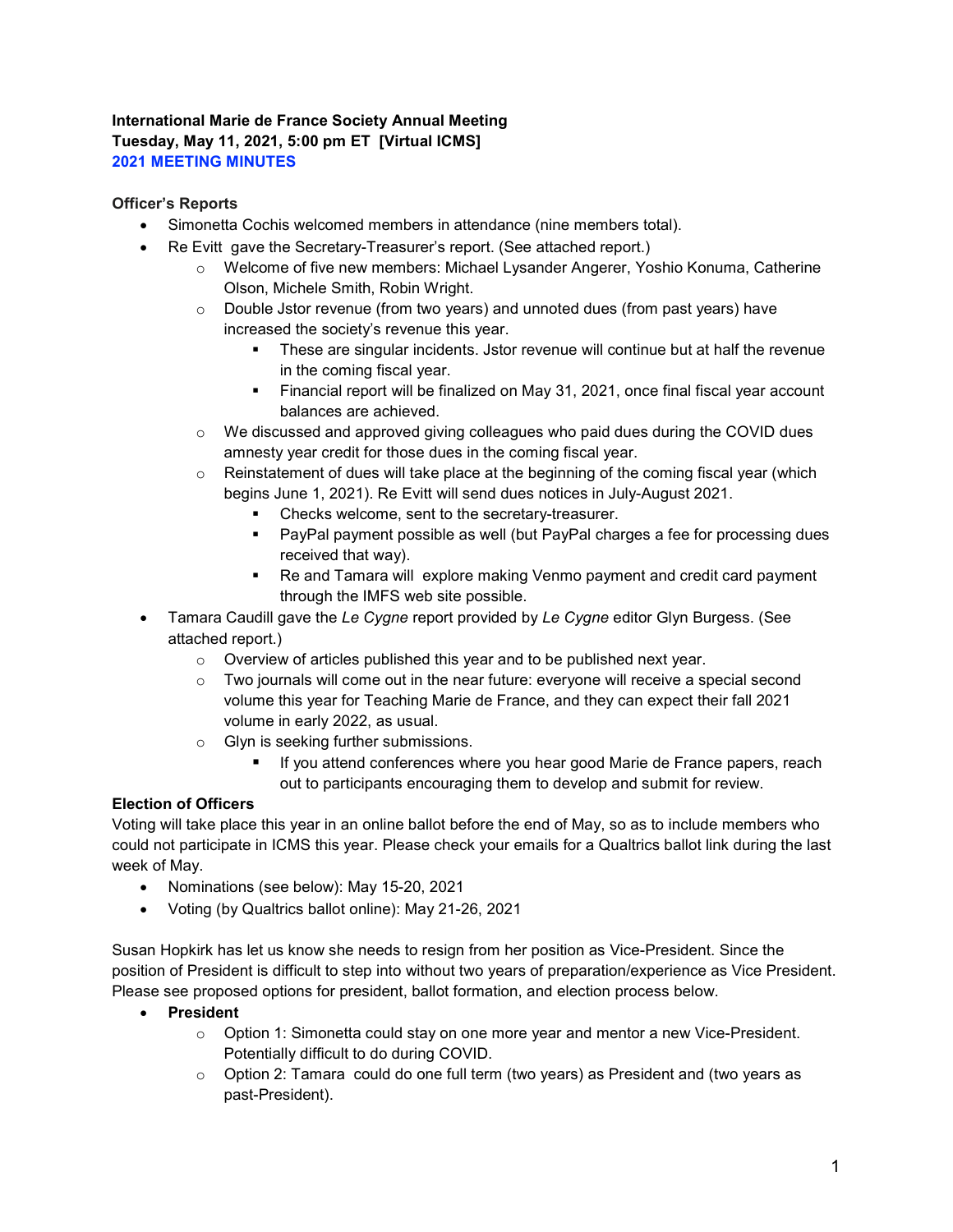**International Marie de France Society Annual Meeting**
**Tuesday, May 11, 2021, 5:00 pm ET [Virtual ICMS]**
**2021 MEETING MINUTES**

**Officer's Reports**

- Simonetta Cochis welcomed members in attendance (nine members total).
- Re Evitt gave the Secretary-Treasurer's report. (See attached report.)
  - Welcome of five new members: Michael Lysander Angerer, Yoshio Konuma, Catherine Olson, Michele Smith, Robin Wright.
  - Double Jstor revenue (from two years) and unnoted dues (from past years) have increased the society's revenue this year.
    - These are singular incidents. Jstor revenue will continue but at half the revenue in the coming fiscal year.
    - Financial report will be finalized on May 31, 2021, once final fiscal year account balances are achieved.
  - We discussed and approved giving colleagues who paid dues during the COVID dues amnesty year credit for those dues in the coming fiscal year.
  - Reinstatement of dues will take place at the beginning of the coming fiscal year (which begins June 1, 2021). Re Evitt will send dues notices in July-August 2021.
    - Checks welcome, sent to the secretary-treasurer.
    - PayPal payment possible as well (but PayPal charges a fee for processing dues received that way).
    - Re and Tamara will explore making Venmo payment and credit card payment through the IMFS web site possible.
- Tamara Caudill gave the *Le Cygne* report provided by *Le Cygne* editor Glyn Burgess. (See attached report.)
  - Overview of articles published this year and to be published next year.
  - Two journals will come out in the near future: everyone will receive a special second volume this year for Teaching Marie de France, and they can expect their fall 2021 volume in early 2022, as usual.
  - Glyn is seeking further submissions.
    - If you attend conferences where you hear good Marie de France papers, reach out to participants encouraging them to develop and submit for review.

**Election of Officers**

Voting will take place this year in an online ballot before the end of May, so as to include members who could not participate in ICMS this year. Please check your emails for a Qualtrics ballot link during the last week of May.

- Nominations (see below): May 15-20, 2021
- Voting (by Qualtrics ballot online): May 21-26, 2021

Susan Hopkirk has let us know she needs to resign from her position as Vice-President. Since the position of President is difficult to step into without two years of preparation/experience as Vice President. Please see proposed options for president, ballot formation, and election process below.

- **President**
  - Option 1: Simonetta could stay on one more year and mentor a new Vice-President. Potentially difficult to do during COVID.
  - Option 2: Tamara could do one full term (two years) as President and (two years as past-President).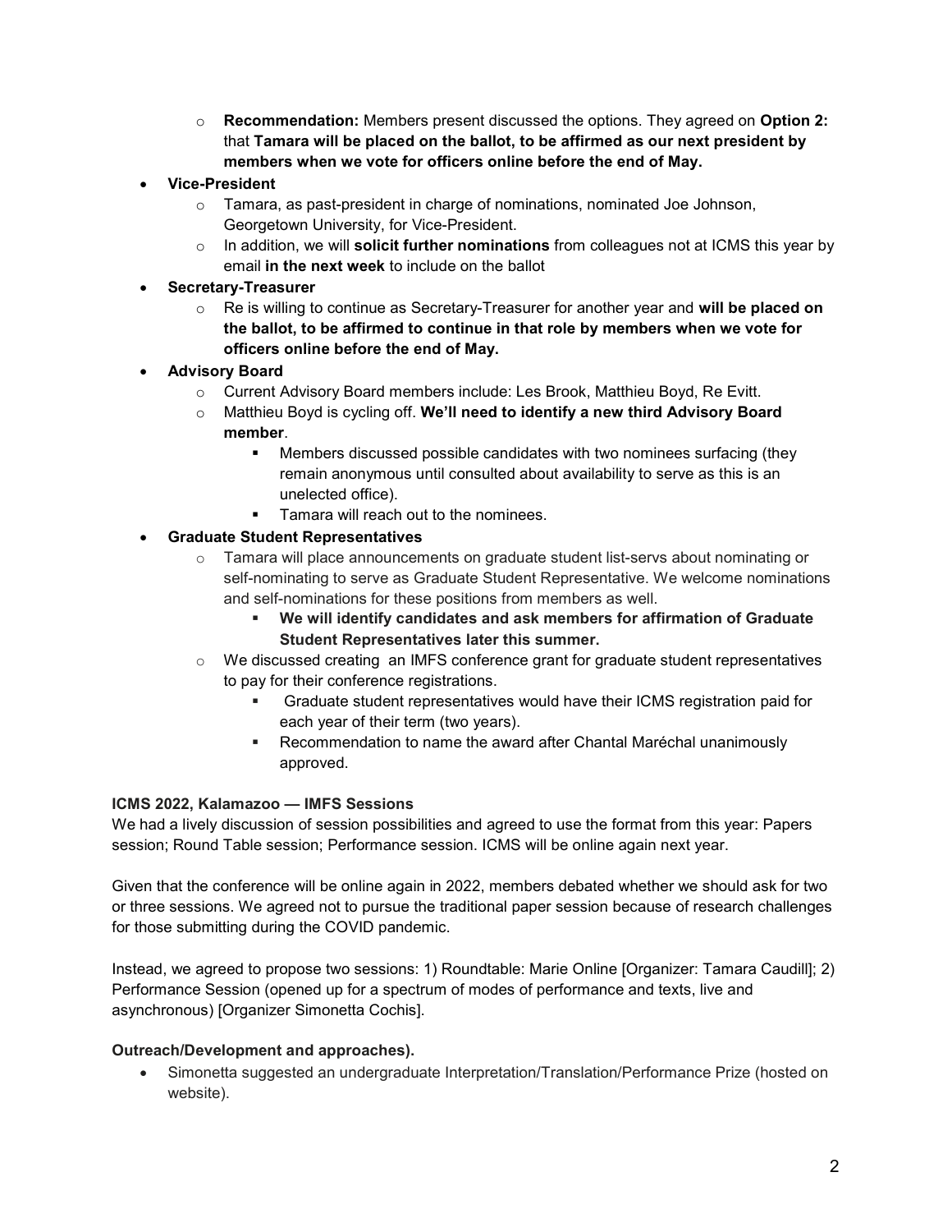- **Recommendation:** Members present discussed the options. They agreed on **Option 2:** that **Tamara will be placed on the ballot, to be affirmed as our next president by members when we vote for officers online before the end of May.**
- **Vice-President**
  - Tamara, as past-president in charge of nominations, nominated Joe Johnson, Georgetown University, for Vice-President.
  - In addition, we will **solicit further nominations** from colleagues not at ICMS this year by email **in the next week** to include on the ballot
- **Secretary-Treasurer**
  - Re is willing to continue as Secretary-Treasurer for another year and **will be placed on the ballot, to be affirmed to continue in that role by members when we vote for officers online before the end of May.**
- **Advisory Board**
  - Current Advisory Board members include: Les Brook, Matthieu Boyd, Re Evitt.
  - Matthieu Boyd is cycling off. **We'll need to identify a new third Advisory Board member**.
    - Members discussed possible candidates with two nominees surfacing (they remain anonymous until consulted about availability to serve as this is an unelected office).
    - Tamara will reach out to the nominees.
- **Graduate Student Representatives**
  - Tamara will place announcements on graduate student list-servs about nominating or self-nominating to serve as Graduate Student Representative. We welcome nominations and self-nominations for these positions from members as well.
    - **We will identify candidates and ask members for affirmation of Graduate Student Representatives later this summer.**
  - We discussed creating an IMFS conference grant for graduate student representatives to pay for their conference registrations.
    - Graduate student representatives would have their ICMS registration paid for each year of their term (two years).
    - Recommendation to name the award after Chantal Maréchal unanimously approved.

**ICMS 2022, Kalamazoo — IMFS Sessions**

We had a lively discussion of session possibilities and agreed to use the format from this year: Papers session; Round Table session; Performance session. ICMS will be online again next year.

Given that the conference will be online again in 2022, members debated whether we should ask for two or three sessions. We agreed not to pursue the traditional paper session because of research challenges for those submitting during the COVID pandemic.

Instead, we agreed to propose two sessions: 1) Roundtable: Marie Online [Organizer: Tamara Caudill]; 2) Performance Session (opened up for a spectrum of modes of performance and texts, live and asynchronous) [Organizer Simonetta Cochis].

**Outreach/Development and approaches).**

- Simonetta suggested an undergraduate Interpretation/Translation/Performance Prize (hosted on website).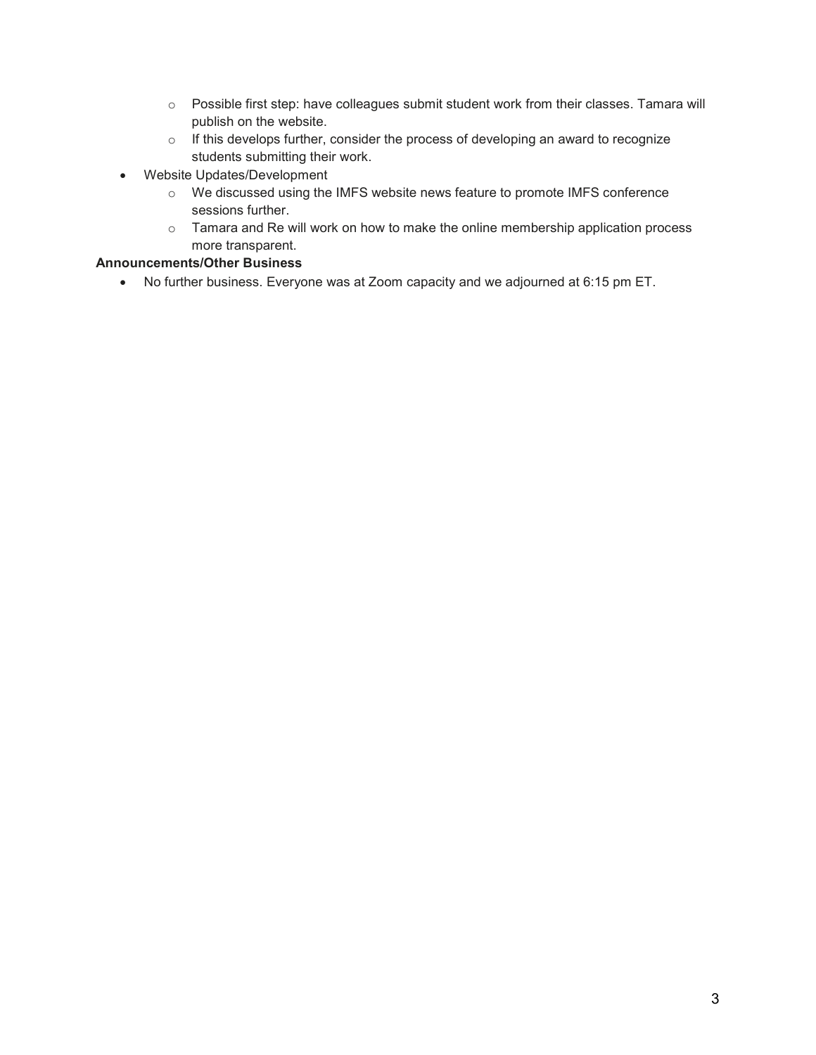- Possible first step: have colleagues submit student work from their classes. Tamara will publish on the website.
  - If this develops further, consider the process of developing an award to recognize students submitting their work.
- Website Updates/Development
  - We discussed using the IMFS website news feature to promote IMFS conference sessions further.
  - Tamara and Re will work on how to make the online membership application process more transparent.

**Announcements/Other Business**

- No further business. Everyone was at Zoom capacity and we adjourned at 6:15 pm ET.